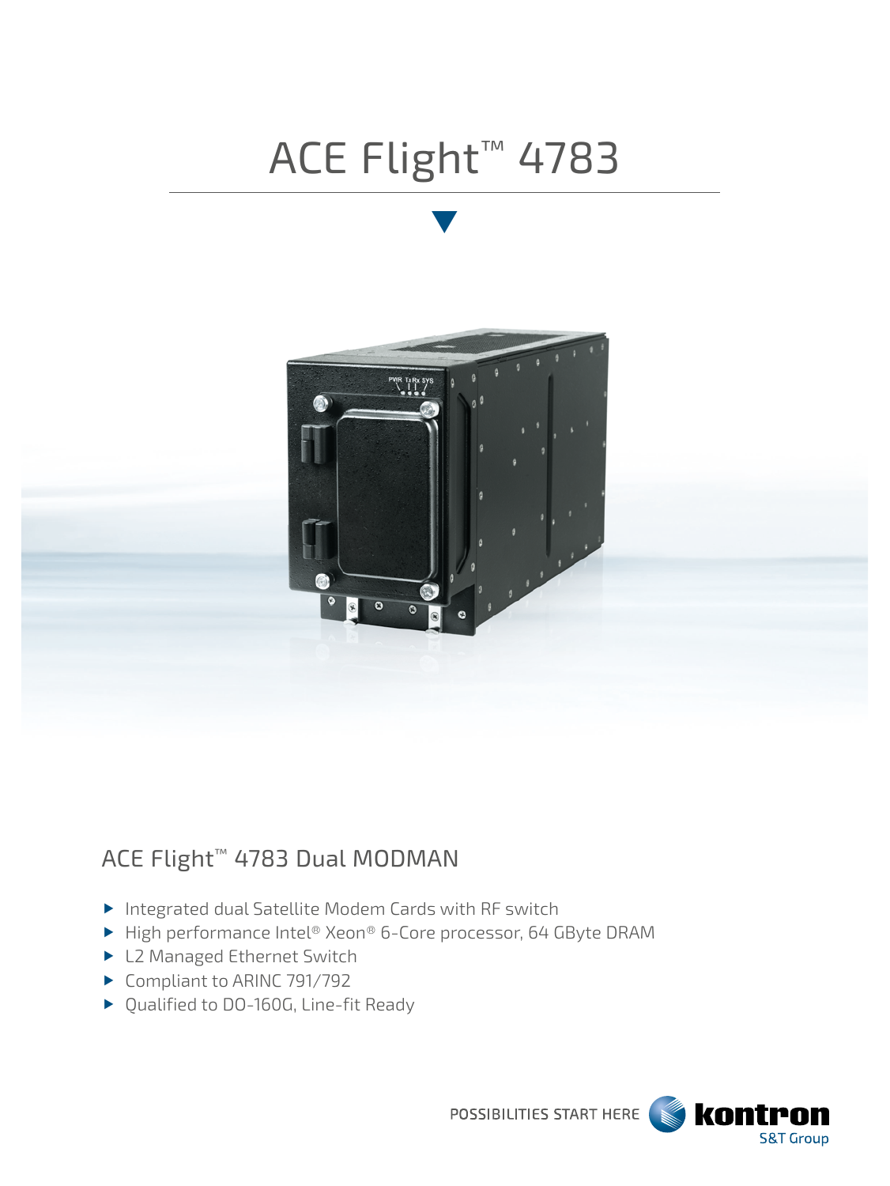# ACE Flight™ 4783

## ACE Flight™ 4783 Dual MODMAN

- Integrated dual Satellite Modem Cards with RF switch
- High performance Intel® Xeon® 6-Core processor, 64 GByte DRAM
- L2 Managed Ethernet Switch
- Compliant to ARINC 791/792
- Qualified to DO-160G, Line-fit Ready

POSSIBILITIES START HERE kontron S&T Group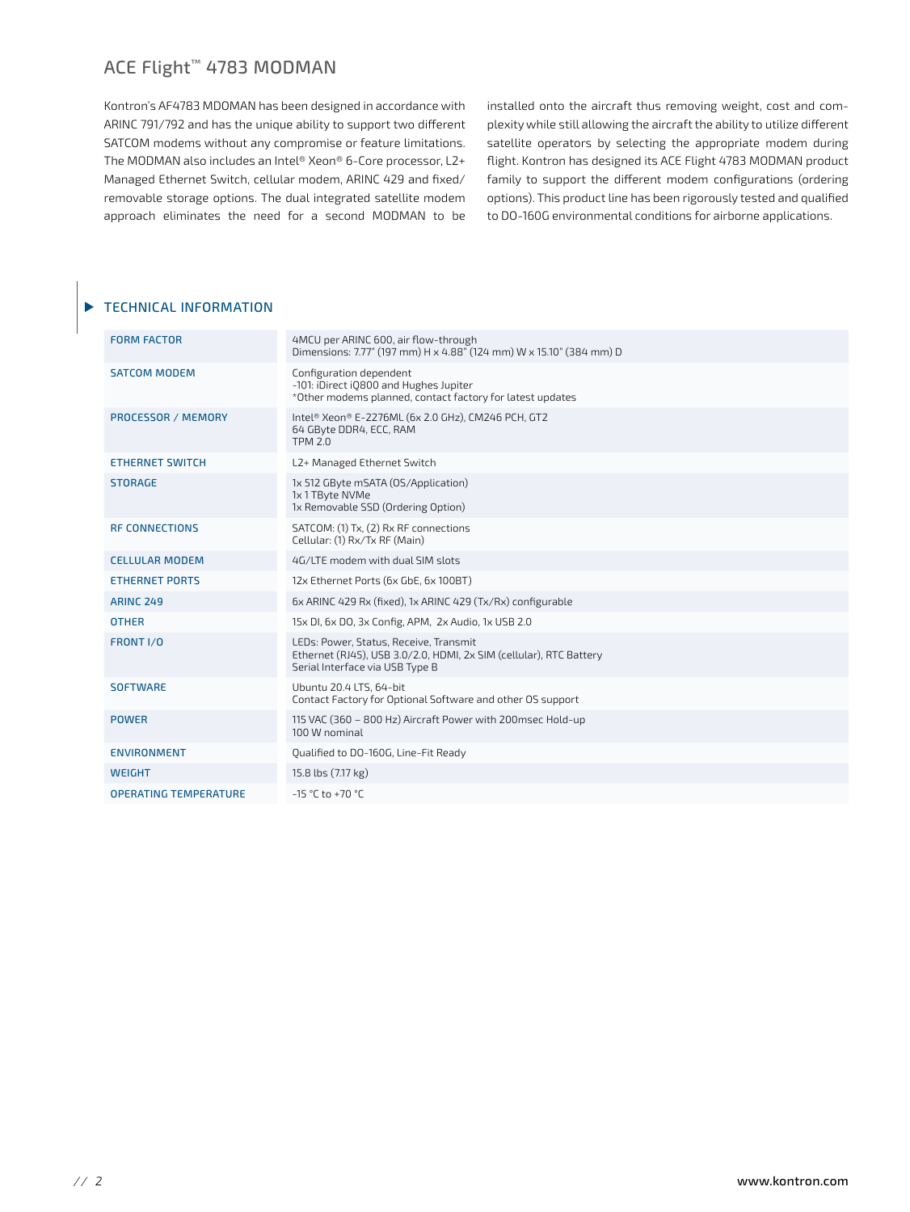## ACE Flight™ 4783 MODMAN

Kontron's AF4783 MDOMAN has been designed in accordance with ARINC 791/792 and has the unique ability to support two different SATCOM modems without any compromise or feature limitations. The MODMAN also includes an Intel® Xeon® 6-Core processor, L2+ Managed Ethernet Switch, cellular modem, ARINC 429 and fixed/removable storage options. The dual integrated satellite modem approach eliminates the need for a second MODMAN to be installed onto the aircraft thus removing weight, cost and complexity while still allowing the aircraft the ability to utilize different satellite operators by selecting the appropriate modem during flight. Kontron has designed its ACE Flight 4783 MODMAN product family to support the different modem configurations (ordering options). This product line has been rigorously tested and qualified to DO-160G environmental conditions for airborne applications.

### TECHNICAL INFORMATION

| | |
|---|---|
| FORM FACTOR | 4MCU per ARINC 600, air flow-through<br>Dimensions: 7.77" (197 mm) H x 4.88" (124 mm) W x 15.10" (384 mm) D |
| SATCOM MODEM | Configuration dependent<br>-101: iDirect iQ800 and Hughes Jupiter<br>*Other modems planned, contact factory for latest updates |
| PROCESSOR / MEMORY | Intel® Xeon® E-2276ML (6x 2.0 GHz), CM246 PCH, GT2<br>64 GByte DDR4, ECC, RAM<br>TPM 2.0 |
| ETHERNET SWITCH | L2+ Managed Ethernet Switch |
| STORAGE | 1x 512 GByte mSATA (OS/Application)<br>1x 1 TByte NVMe<br>1x Removable SSD (Ordering Option) |
| RF CONNECTIONS | SATCOM: (1) Tx, (2) Rx RF connections<br>Cellular: (1) Rx/Tx RF (Main) |
| CELLULAR MODEM | 4G/LTE modem with dual SIM slots |
| ETHERNET PORTS | 12x Ethernet Ports (6x GbE, 6x 100BT) |
| ARINC 249 | 6x ARINC 429 Rx (fixed), 1x ARINC 429 (Tx/Rx) configurable |
| OTHER | 15x DI, 6x DO, 3x Config, APM, 2x Audio, 1x USB 2.0 |
| FRONT I/O | LEDs: Power, Status, Receive, Transmit<br>Ethernet (RJ45), USB 3.0/2.0, HDMI, 2x SIM (cellular), RTC Battery<br>Serial Interface via USB Type B |
| SOFTWARE | Ubuntu 20.4 LTS, 64-bit<br>Contact Factory for Optional Software and other OS support |
| POWER | 115 VAC (360 – 800 Hz) Aircraft Power with 200msec Hold-up<br>100 W nominal |
| ENVIRONMENT | Qualified to DO-160G, Line-Fit Ready |
| WEIGHT | 15.8 lbs (7.17 kg) |
| OPERATING TEMPERATURE | -15 °C to +70 °C |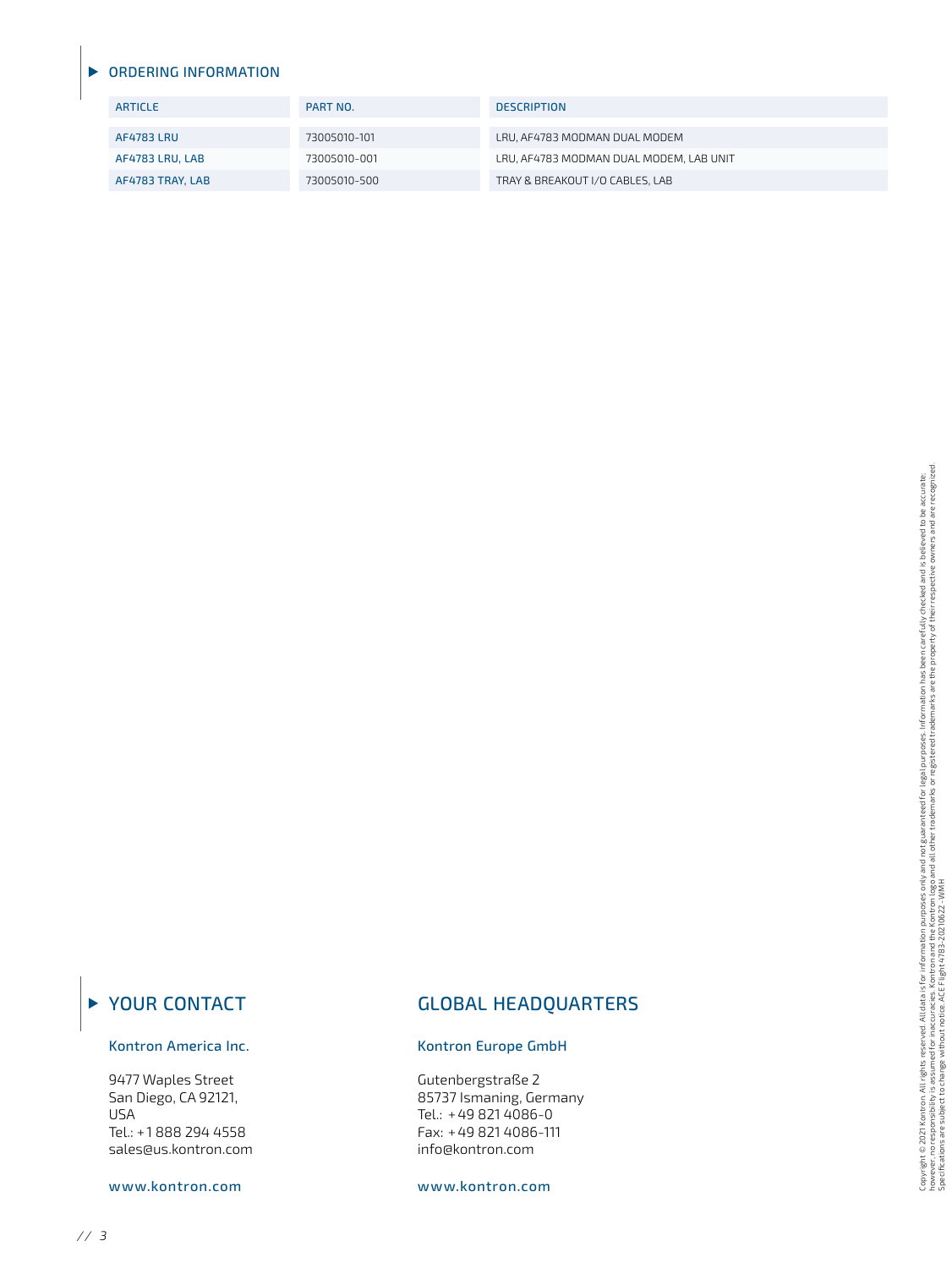## ORDERING INFORMATION

| ARTICLE | PART NO. | DESCRIPTION |
|---|---|---|
| AF4783 LRU | 73005010-101 | LRU, AF4783 MODMAN DUAL MODEM |
| AF4783 LRU, LAB | 73005010-001 | LRU, AF4783 MODMAN DUAL MODEM, LAB UNIT |
| AF4783 TRAY, LAB | 73005010-500 | TRAY & BREAKOUT I/O CABLES, LAB |

## YOUR CONTACT

**Kontron America Inc.**

9477 Waples Street
San Diego, CA 92121,
USA
Tel.: +1 888 294 4558
sales@us.kontron.com

www.kontron.com

## GLOBAL HEADQUARTERS

**Kontron Europe GmbH**

Gutenbergstraße 2
85737 Ismaning, Germany
Tel.: +49 821 4086-0
Fax: +49 821 4086-111
info@kontron.com

www.kontron.com

Copyright © 2021 Kontron. All rights reserved. All data is for information purposes only and not guaranteed for legal purposes. Information has been carefully checked and is believed to be accurate; however, no responsibility is assumed for inaccuracies. Kontron and the Kontron logo and all other trademarks or registered trademarks are the property of their respective owners and are recognized. Specifications are subject to change without notice. ACE Flight4783-20210622 - WMH